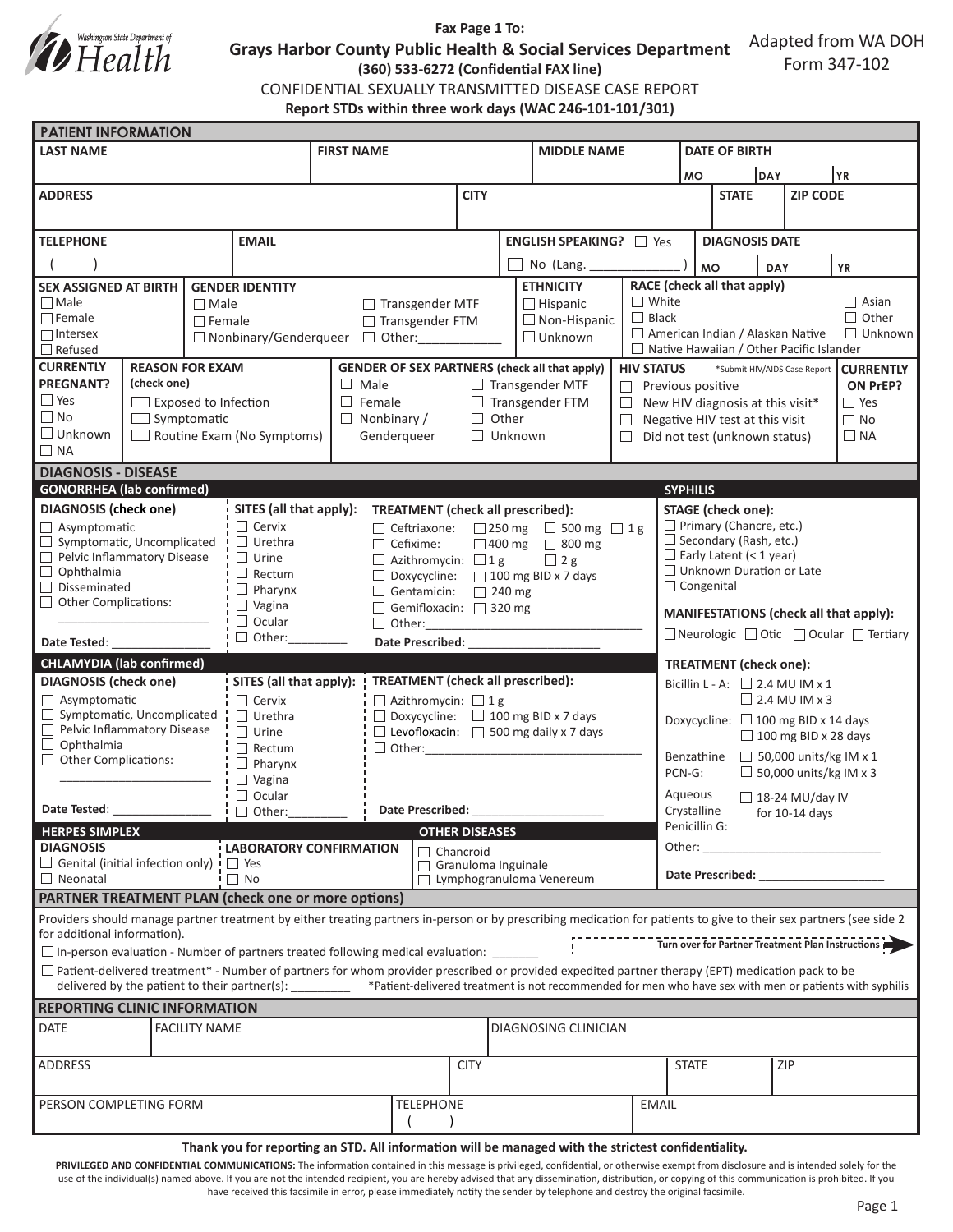Washington State Department of Health

**Fax Page 1 To:**
**Grays Harbor County Public Health & Social Services Department**
**(360) 533-6272 (Confidential FAX line)**

Adapted from WA DOH Form 347-102

CONFIDENTIAL SEXUALLY TRANSMITTED DISEASE CASE REPORT

**Report STDs within three work days (WAC 246-101-101/301)**

## PATIENT INFORMATION

| LAST NAME | FIRST NAME | MIDDLE NAME | DATE OF BIRTH MO / DAY / YR |
|---|---|---|---|
| | | | |

| ADDRESS | CITY | STATE | ZIP CODE |
|---|---|---|---|
| | | | |

| TELEPHONE | EMAIL | ENGLISH SPEAKING? | DIAGNOSIS DATE |
|---|---|---|---|
| ( ) | | ☐ Yes ☐ No (Lang. ____________ ) | MO / DAY / YR |

**SEX ASSIGNED AT BIRTH**
- ☐ Male
- ☐ Female
- ☐ Intersex
- ☐ Refused

**GENDER IDENTITY**
- ☐ Male
- ☐ Female
- ☐ Nonbinary/Genderqueer
- ☐ Transgender MTF
- ☐ Transgender FTM
- ☐ Other:____________

**ETHNICITY**
- ☐ Hispanic
- ☐ Non-Hispanic
- ☐ Unknown

**RACE (check all that apply)**
- ☐ White
- ☐ Black
- ☐ American Indian / Alaskan Native
- ☐ Native Hawaiian / Other Pacific Islander
- ☐ Asian
- ☐ Other
- ☐ Unknown

**CURRENTLY PREGNANT?**
- ☐ Yes
- ☐ No
- ☐ Unknown
- ☐ NA

**REASON FOR EXAM (check one)**
- ☐ Exposed to Infection
- ☐ Symptomatic
- ☐ Routine Exam (No Symptoms)

**GENDER OF SEX PARTNERS (check all that apply)**
- ☐ Male
- ☐ Female
- ☐ Nonbinary / Genderqueer
- ☐ Transgender MTF
- ☐ Transgender FTM
- ☐ Other
- ☐ Unknown

**HIV STATUS** *Submit HIV/AIDS Case Report
- ☐ Previous positive
- ☐ New HIV diagnosis at this visit*
- ☐ Negative HIV test at this visit
- ☐ Did not test (unknown status)

**CURRENTLY ON PrEP?**
- ☐ Yes
- ☐ No
- ☐ NA

## DIAGNOSIS - DISEASE

### GONORRHEA (lab confirmed)

**DIAGNOSIS (check one)**
- ☐ Asymptomatic
- ☐ Symptomatic, Uncomplicated
- ☐ Pelvic Inflammatory Disease
- ☐ Ophthalmia
- ☐ Disseminated
- ☐ Other Complications: ______________________

Date Tested: _______________

**SITES (all that apply):**
- ☐ Cervix
- ☐ Urethra
- ☐ Urine
- ☐ Rectum
- ☐ Pharynx
- ☐ Vagina
- ☐ Ocular
- ☐ Other:_________

**TREATMENT (check all prescribed):**
- ☐ Ceftriaxone: ☐ 250 mg ☐ 500 mg ☐ 1 g
- ☐ Cefixime: ☐ 400 mg ☐ 800 mg
- ☐ Azithromycin: ☐ 1 g ☐ 2 g
- ☐ Doxycycline: ☐ 100 mg BID x 7 days
- ☐ Gentamicin: ☐ 240 mg
- ☐ Gemifloxacin: ☐ 320 mg
- ☐ Other:_________________________________

Date Prescribed: ____________________

### CHLAMYDIA (lab confirmed)

**DIAGNOSIS (check one)**
- ☐ Asymptomatic
- ☐ Symptomatic, Uncomplicated
- ☐ Pelvic Inflammatory Disease
- ☐ Ophthalmia
- ☐ Other Complications: ______________________

Date Tested: _______________

**SITES (all that apply):**
- ☐ Cervix
- ☐ Urethra
- ☐ Urine
- ☐ Rectum
- ☐ Pharynx
- ☐ Vagina
- ☐ Ocular
- ☐ Other:_________

**TREATMENT (check all prescribed):**
- ☐ Azithromycin: ☐ 1 g
- ☐ Doxycycline: ☐ 100 mg BID x 7 days
- ☐ Levofloxacin: ☐ 500 mg daily x 7 days
- ☐ Other:_________________________________

Date Prescribed: ____________________

### HERPES SIMPLEX

**DIAGNOSIS**
- ☐ Genital (initial infection only)
- ☐ Neonatal

**LABORATORY CONFIRMATION**
- ☐ Yes
- ☐ No

### OTHER DISEASES
- ☐ Chancroid
- ☐ Granuloma Inguinale
- ☐ Lymphogranuloma Venereum

### SYPHILIS

**STAGE (check one):**
- ☐ Primary (Chancre, etc.)
- ☐ Secondary (Rash, etc.)
- ☐ Early Latent (< 1 year)
- ☐ Unknown Duration or Late
- ☐ Congenital

**MANIFESTATIONS (check all that apply):**
☐ Neurologic ☐ Otic ☐ Ocular ☐ Tertiary

**TREATMENT (check one):**
- Bicillin L - A: ☐ 2.4 MU IM x 1 ☐ 2.4 MU IM x 3
- Doxycycline: ☐ 100 mg BID x 14 days ☐ 100 mg BID x 28 days
- Benzathine PCN-G: ☐ 50,000 units/kg IM x 1 ☐ 50,000 units/kg IM x 3
- Aqueous Crystalline Penicillin G: ☐ 18-24 MU/day IV for 10-14 days
- Other: ___________________________

Date Prescribed: ___________________

## PARTNER TREATMENT PLAN (check one or more options)

Providers should manage partner treatment by either treating partners in-person or by prescribing medication for patients to give to their sex partners (see side 2 for additional information).

**Turn over for Partner Treatment Plan Instructions**

☐ In-person evaluation - Number of partners treated following medical evaluation: _______

☐ Patient-delivered treatment* - Number of partners for whom provider prescribed or provided expedited partner therapy (EPT) medication pack to be delivered by the patient to their partner(s): ________ *Patient-delivered treatment is not recommended for men who have sex with men or patients with syphilis

## REPORTING CLINIC INFORMATION

| DATE | FACILITY NAME | DIAGNOSING CLINICIAN |
|---|---|---|
| | | |

| ADDRESS | CITY | STATE | ZIP |
|---|---|---|---|
| | | | |

| PERSON COMPLETING FORM | TELEPHONE | EMAIL |
|---|---|---|
| | ( ) | |

**Thank you for reporting an STD. All information will be managed with the strictest confidentiality.**

**PRIVILEGED AND CONFIDENTIAL COMMUNICATIONS:** The information contained in this message is privileged, confidential, or otherwise exempt from disclosure and is intended solely for the use of the individual(s) named above. If you are not the intended recipient, you are hereby advised that any dissemination, distribution, or copying of this communication is prohibited. If you have received this facsimile in error, please immediately notify the sender by telephone and destroy the original facsimile.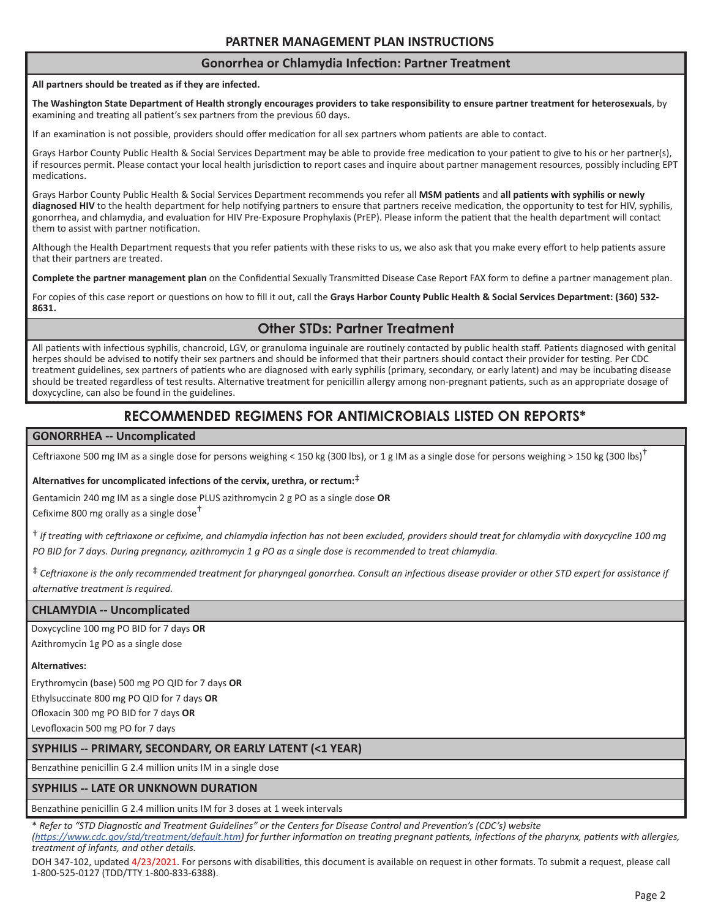# PARTNER MANAGEMENT PLAN INSTRUCTIONS

## Gonorrhea or Chlamydia Infection: Partner Treatment

**All partners should be treated as if they are infected.**

**The Washington State Department of Health strongly encourages providers to take responsibility to ensure partner treatment for heterosexuals**, by examining and treating all patient's sex partners from the previous 60 days.

If an examination is not possible, providers should offer medication for all sex partners whom patients are able to contact.

Grays Harbor County Public Health & Social Services Department may be able to provide free medication to your patient to give to his or her partner(s), if resources permit. Please contact your local health jurisdiction to report cases and inquire about partner management resources, possibly including EPT medications.

Grays Harbor County Public Health & Social Services Department recommends you refer all **MSM patients** and **all patients with syphilis or newly diagnosed HIV** to the health department for help notifying partners to ensure that partners receive medication, the opportunity to test for HIV, syphilis, gonorrhea, and chlamydia, and evaluation for HIV Pre-Exposure Prophylaxis (PrEP). Please inform the patient that the health department will contact them to assist with partner notification.

Although the Health Department requests that you refer patients with these risks to us, we also ask that you make every effort to help patients assure that their partners are treated.

**Complete the partner management plan** on the Confidential Sexually Transmitted Disease Case Report FAX form to define a partner management plan.

For copies of this case report or questions on how to fill it out, call the **Grays Harbor County Public Health & Social Services Department: (360) 532-8631.**

## Other STDs: Partner Treatment

All patients with infectious syphilis, chancroid, LGV, or granuloma inguinale are routinely contacted by public health staff. Patients diagnosed with genital herpes should be advised to notify their sex partners and should be informed that their partners should contact their provider for testing. Per CDC treatment guidelines, sex partners of patients who are diagnosed with early syphilis (primary, secondary, or early latent) and may be incubating disease should be treated regardless of test results. Alternative treatment for penicillin allergy among non-pregnant patients, such as an appropriate dosage of doxycycline, can also be found in the guidelines.

## RECOMMENDED REGIMENS FOR ANTIMICROBIALS LISTED ON REPORTS*

### GONORRHEA -- Uncomplicated

Ceftriaxone 500 mg IM as a single dose for persons weighing < 150 kg (300 lbs), or 1 g IM as a single dose for persons weighing > 150 kg (300 lbs)†

**Alternatives for uncomplicated infections of the cervix, urethra, or rectum:‡**

Gentamicin 240 mg IM as a single dose PLUS azithromycin 2 g PO as a single dose **OR**
Cefixime 800 mg orally as a single dose†

† *If treating with ceftriaxone or cefixime, and chlamydia infection has not been excluded, providers should treat for chlamydia with doxycycline 100 mg PO BID for 7 days. During pregnancy, azithromycin 1 g PO as a single dose is recommended to treat chlamydia.*

‡ *Ceftriaxone is the only recommended treatment for pharyngeal gonorrhea. Consult an infectious disease provider or other STD expert for assistance if alternative treatment is required.*

### CHLAMYDIA -- Uncomplicated

Doxycycline 100 mg PO BID for 7 days **OR**
Azithromycin 1g PO as a single dose

**Alternatives:**

Erythromycin (base) 500 mg PO QID for 7 days **OR**
Ethylsuccinate 800 mg PO QID for 7 days **OR**
Ofloxacin 300 mg PO BID for 7 days **OR**
Levofloxacin 500 mg PO for 7 days

### SYPHILIS -- PRIMARY, SECONDARY, OR EARLY LATENT (<1 YEAR)

Benzathine penicillin G 2.4 million units IM in a single dose

### SYPHILIS -- LATE OR UNKNOWN DURATION

Benzathine penicillin G 2.4 million units IM for 3 doses at 1 week intervals

\* *Refer to "STD Diagnostic and Treatment Guidelines" or the Centers for Disease Control and Prevention's (CDC's) website (https://www.cdc.gov/std/treatment/default.htm) for further information on treating pregnant patients, infections of the pharynx, patients with allergies, treatment of infants, and other details.*

DOH 347-102, updated 4/23/2021. For persons with disabilities, this document is available on request in other formats. To submit a request, please call 1-800-525-0127 (TDD/TTY 1-800-833-6388).